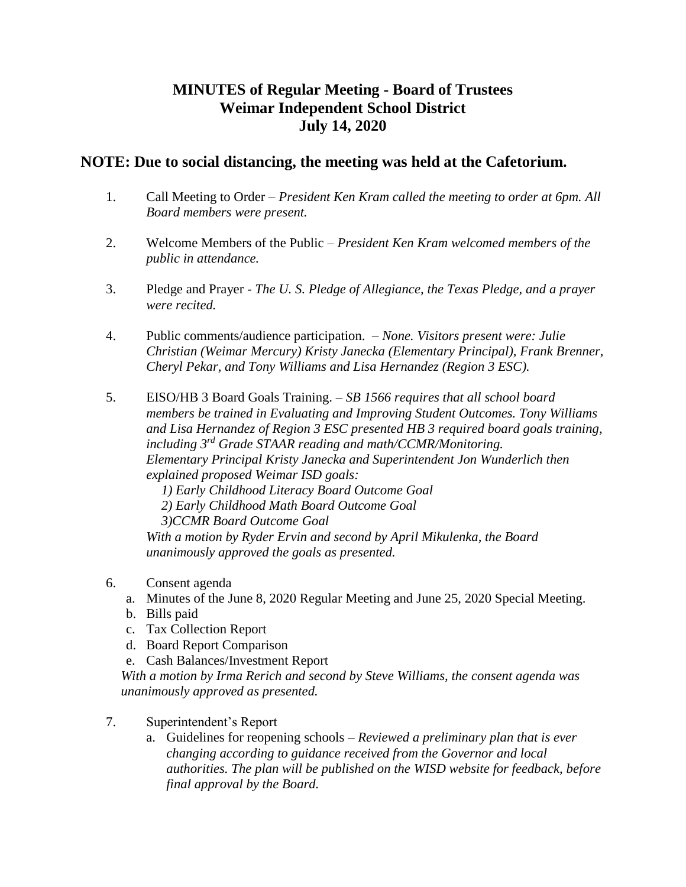# MINUTES of Regular Meeting - Board of Trustees
# Weimar Independent School District
# July 14, 2020

## NOTE: Due to social distancing, the meeting was held at the Cafetorium.

1. Call Meeting to Order – *President Ken Kram called the meeting to order at 6pm. All Board members were present.*

2. Welcome Members of the Public – *President Ken Kram welcomed members of the public in attendance.*

3. Pledge and Prayer - *The U. S. Pledge of Allegiance, the Texas Pledge, and a prayer were recited.*

4. Public comments/audience participation. – *None. Visitors present were: Julie Christian (Weimar Mercury) Kristy Janecka (Elementary Principal), Frank Brenner, Cheryl Pekar, and Tony Williams and Lisa Hernandez (Region 3 ESC).*

5. EISO/HB 3 Board Goals Training. – *SB 1566 requires that all school board members be trained in Evaluating and Improving Student Outcomes. Tony Williams and Lisa Hernandez of Region 3 ESC presented HB 3 required board goals training, including 3rd Grade STAAR reading and math/CCMR/Monitoring. Elementary Principal Kristy Janecka and Superintendent Jon Wunderlich then explained proposed Weimar ISD goals:*
   *1) Early Childhood Literacy Board Outcome Goal*
   *2) Early Childhood Math Board Outcome Goal*
   *3)CCMR Board Outcome Goal*
   *With a motion by Ryder Ervin and second by April Mikulenka, the Board unanimously approved the goals as presented.*

6. Consent agenda
   a. Minutes of the June 8, 2020 Regular Meeting and June 25, 2020 Special Meeting.
   b. Bills paid
   c. Tax Collection Report
   d. Board Report Comparison
   e. Cash Balances/Investment Report

   *With a motion by Irma Rerich and second by Steve Williams, the consent agenda was unanimously approved as presented.*

7. Superintendent's Report
   a. Guidelines for reopening schools – *Reviewed a preliminary plan that is ever changing according to guidance received from the Governor and local authorities. The plan will be published on the WISD website for feedback, before final approval by the Board.*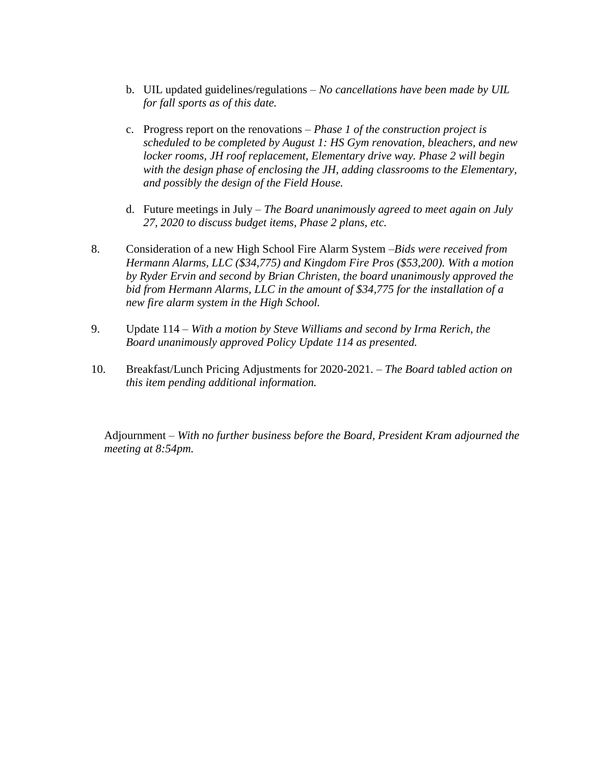b. UIL updated guidelines/regulations – *No cancellations have been made by UIL for fall sports as of this date.*

c. Progress report on the renovations – *Phase 1 of the construction project is scheduled to be completed by August 1: HS Gym renovation, bleachers, and new locker rooms, JH roof replacement, Elementary drive way. Phase 2 will begin with the design phase of enclosing the JH, adding classrooms to the Elementary, and possibly the design of the Field House.*

d. Future meetings in July – *The Board unanimously agreed to meet again on July 27, 2020 to discuss budget items, Phase 2 plans, etc.*

8. Consideration of a new High School Fire Alarm System –*Bids were received from Hermann Alarms, LLC ($34,775) and Kingdom Fire Pros ($53,200). With a motion by Ryder Ervin and second by Brian Christen, the board unanimously approved the bid from Hermann Alarms, LLC in the amount of $34,775 for the installation of a new fire alarm system in the High School.*

9. Update 114 – *With a motion by Steve Williams and second by Irma Rerich, the Board unanimously approved Policy Update 114 as presented.*

10. Breakfast/Lunch Pricing Adjustments for 2020-2021. – *The Board tabled action on this item pending additional information.*

Adjournment – *With no further business before the Board, President Kram adjourned the meeting at 8:54pm.*